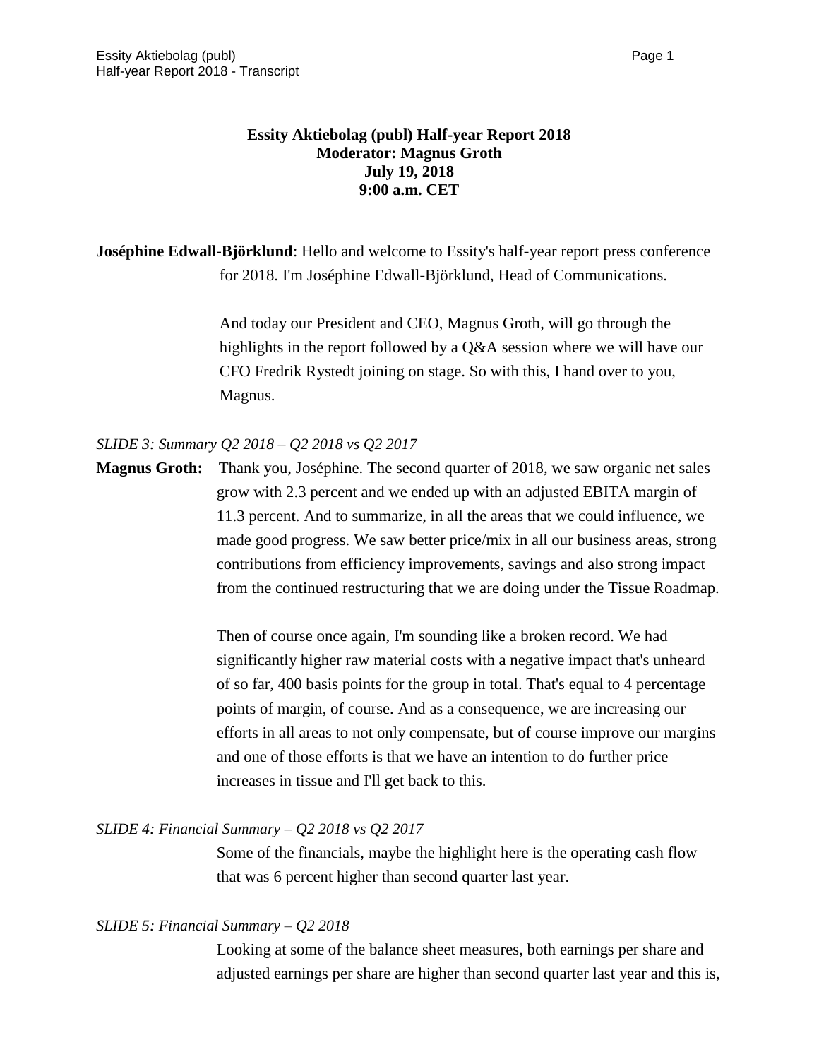**Essity Aktiebolag (publ) Half-year Report 2018**
**Moderator: Magnus Groth**
**July 19, 2018**
**9:00 a.m. CET**

**Joséphine Edwall-Björklund**: Hello and welcome to Essity's half-year report press conference for 2018. I'm Joséphine Edwall-Björklund, Head of Communications.

And today our President and CEO, Magnus Groth, will go through the highlights in the report followed by a Q&A session where we will have our CFO Fredrik Rystedt joining on stage. So with this, I hand over to you, Magnus.

*SLIDE 3: Summary Q2 2018 – Q2 2018 vs Q2 2017*

**Magnus Groth:** Thank you, Joséphine. The second quarter of 2018, we saw organic net sales grow with 2.3 percent and we ended up with an adjusted EBITA margin of 11.3 percent. And to summarize, in all the areas that we could influence, we made good progress. We saw better price/mix in all our business areas, strong contributions from efficiency improvements, savings and also strong impact from the continued restructuring that we are doing under the Tissue Roadmap.

Then of course once again, I'm sounding like a broken record. We had significantly higher raw material costs with a negative impact that's unheard of so far, 400 basis points for the group in total. That's equal to 4 percentage points of margin, of course. And as a consequence, we are increasing our efforts in all areas to not only compensate, but of course improve our margins and one of those efforts is that we have an intention to do further price increases in tissue and I'll get back to this.

*SLIDE 4: Financial Summary – Q2 2018 vs Q2 2017*

Some of the financials, maybe the highlight here is the operating cash flow that was 6 percent higher than second quarter last year.

*SLIDE 5: Financial Summary – Q2 2018*

Looking at some of the balance sheet measures, both earnings per share and adjusted earnings per share are higher than second quarter last year and this is,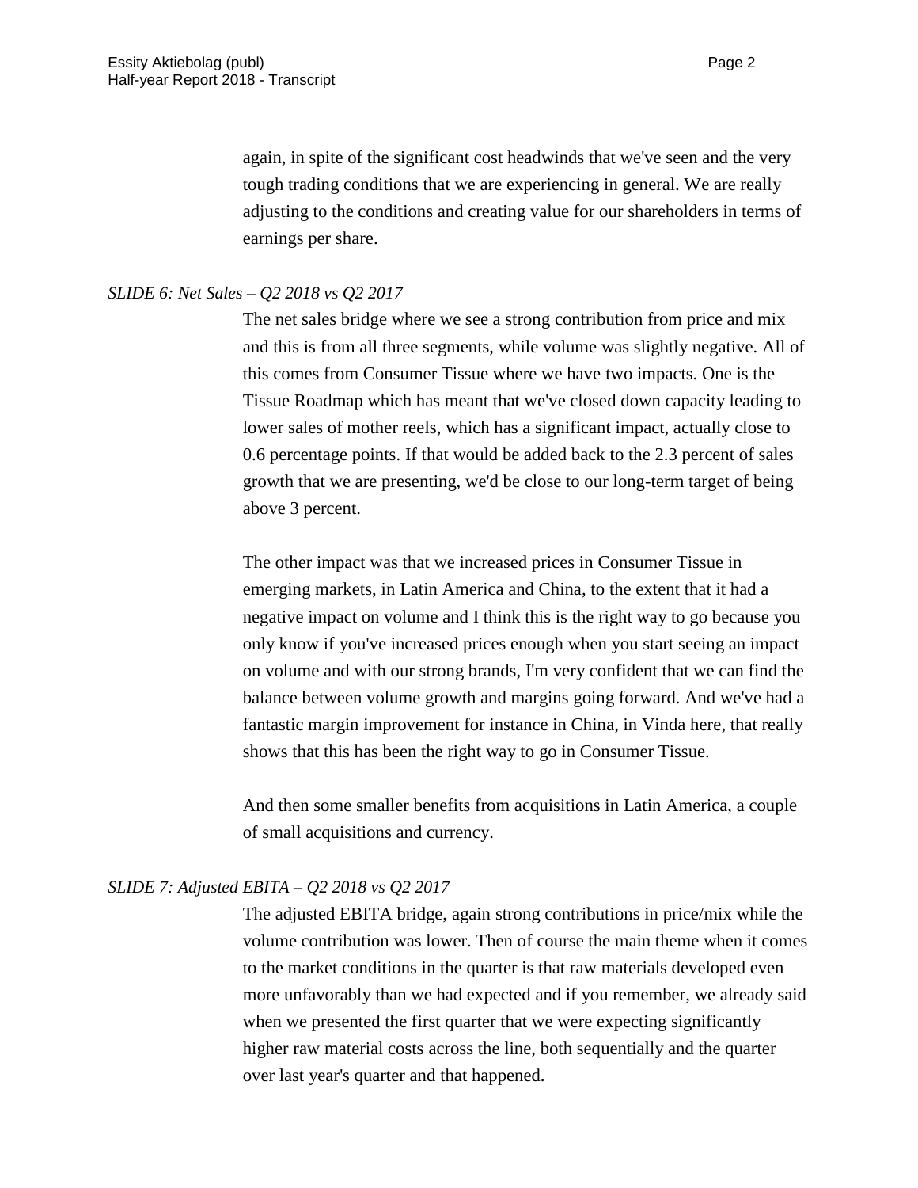again, in spite of the significant cost headwinds that we've seen and the very tough trading conditions that we are experiencing in general. We are really adjusting to the conditions and creating value for our shareholders in terms of earnings per share.

*SLIDE 6: Net Sales – Q2 2018 vs Q2 2017*

The net sales bridge where we see a strong contribution from price and mix and this is from all three segments, while volume was slightly negative. All of this comes from Consumer Tissue where we have two impacts. One is the Tissue Roadmap which has meant that we've closed down capacity leading to lower sales of mother reels, which has a significant impact, actually close to 0.6 percentage points. If that would be added back to the 2.3 percent of sales growth that we are presenting, we'd be close to our long-term target of being above 3 percent.

The other impact was that we increased prices in Consumer Tissue in emerging markets, in Latin America and China, to the extent that it had a negative impact on volume and I think this is the right way to go because you only know if you've increased prices enough when you start seeing an impact on volume and with our strong brands, I'm very confident that we can find the balance between volume growth and margins going forward. And we've had a fantastic margin improvement for instance in China, in Vinda here, that really shows that this has been the right way to go in Consumer Tissue.

And then some smaller benefits from acquisitions in Latin America, a couple of small acquisitions and currency.

*SLIDE 7: Adjusted EBITA – Q2 2018 vs Q2 2017*

The adjusted EBITA bridge, again strong contributions in price/mix while the volume contribution was lower. Then of course the main theme when it comes to the market conditions in the quarter is that raw materials developed even more unfavorably than we had expected and if you remember, we already said when we presented the first quarter that we were expecting significantly higher raw material costs across the line, both sequentially and the quarter over last year's quarter and that happened.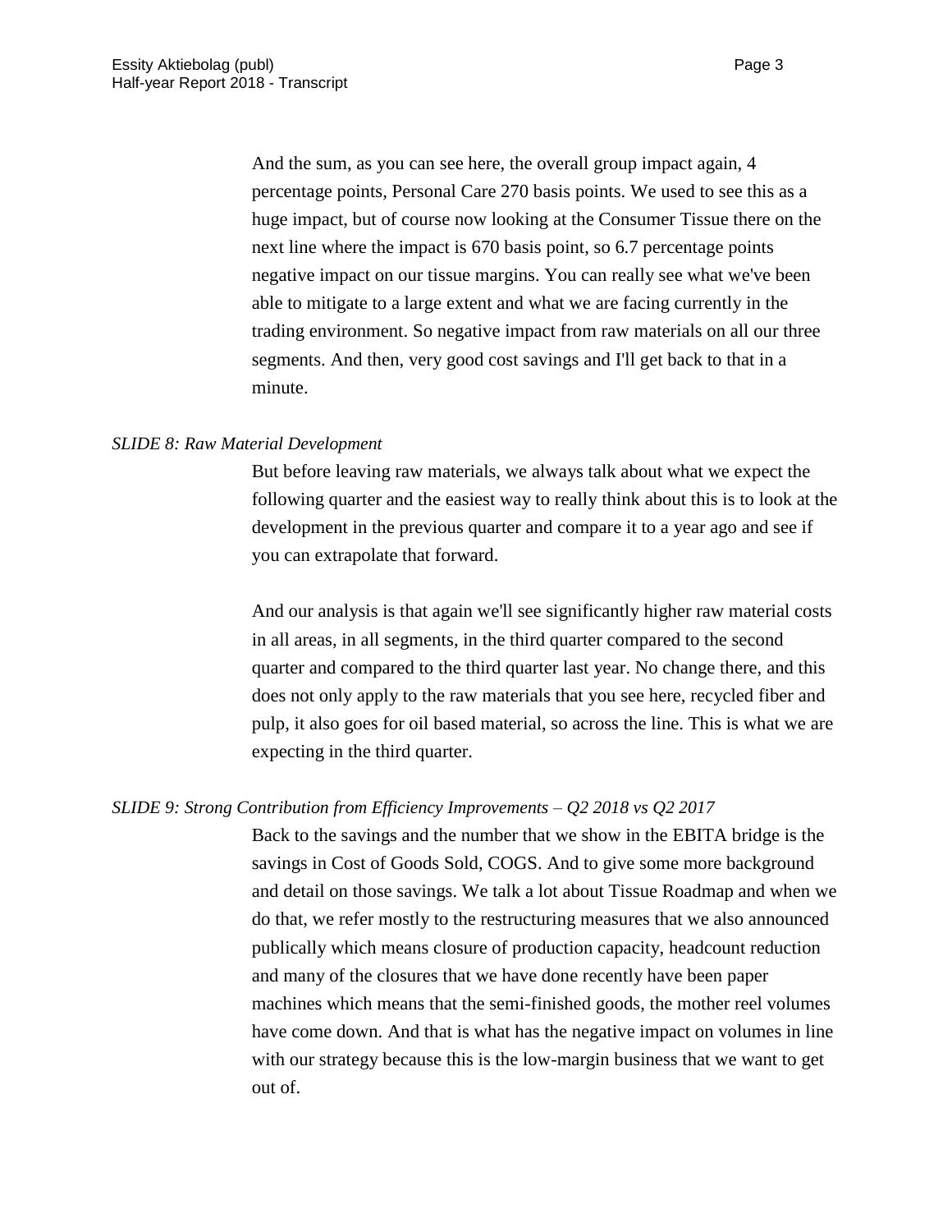And the sum, as you can see here, the overall group impact again, 4 percentage points, Personal Care 270 basis points. We used to see this as a huge impact, but of course now looking at the Consumer Tissue there on the next line where the impact is 670 basis point, so 6.7 percentage points negative impact on our tissue margins. You can really see what we've been able to mitigate to a large extent and what we are facing currently in the trading environment. So negative impact from raw materials on all our three segments. And then, very good cost savings and I'll get back to that in a minute.

*SLIDE 8: Raw Material Development*

But before leaving raw materials, we always talk about what we expect the following quarter and the easiest way to really think about this is to look at the development in the previous quarter and compare it to a year ago and see if you can extrapolate that forward.

And our analysis is that again we'll see significantly higher raw material costs in all areas, in all segments, in the third quarter compared to the second quarter and compared to the third quarter last year. No change there, and this does not only apply to the raw materials that you see here, recycled fiber and pulp, it also goes for oil based material, so across the line. This is what we are expecting in the third quarter.

*SLIDE 9: Strong Contribution from Efficiency Improvements – Q2 2018 vs Q2 2017*

Back to the savings and the number that we show in the EBITA bridge is the savings in Cost of Goods Sold, COGS. And to give some more background and detail on those savings. We talk a lot about Tissue Roadmap and when we do that, we refer mostly to the restructuring measures that we also announced publically which means closure of production capacity, headcount reduction and many of the closures that we have done recently have been paper machines which means that the semi-finished goods, the mother reel volumes have come down. And that is what has the negative impact on volumes in line with our strategy because this is the low-margin business that we want to get out of.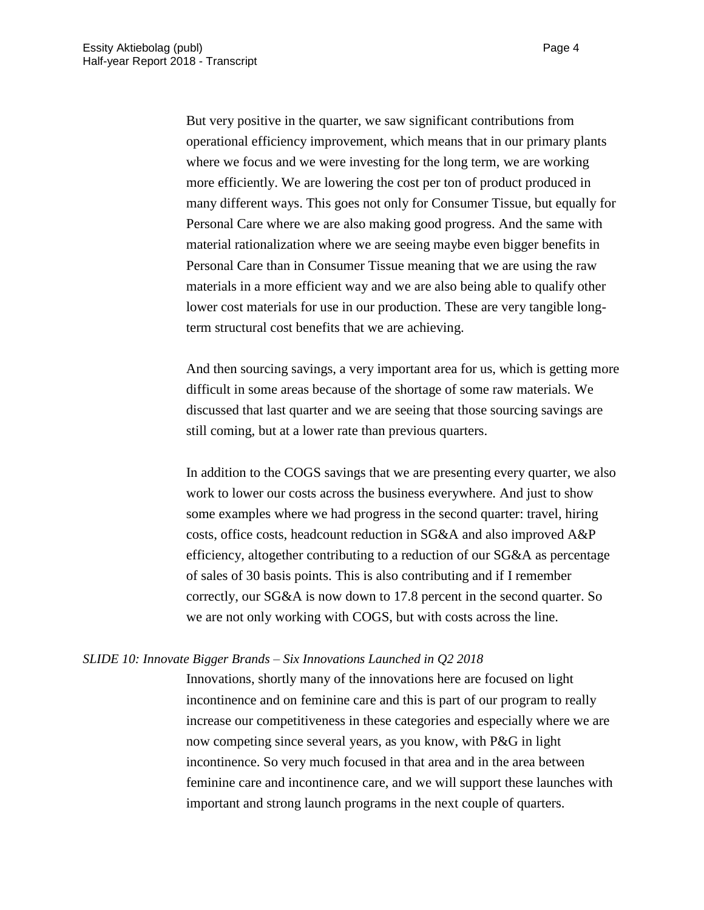But very positive in the quarter, we saw significant contributions from operational efficiency improvement, which means that in our primary plants where we focus and we were investing for the long term, we are working more efficiently. We are lowering the cost per ton of product produced in many different ways. This goes not only for Consumer Tissue, but equally for Personal Care where we are also making good progress. And the same with material rationalization where we are seeing maybe even bigger benefits in Personal Care than in Consumer Tissue meaning that we are using the raw materials in a more efficient way and we are also being able to qualify other lower cost materials for use in our production. These are very tangible long-term structural cost benefits that we are achieving.

And then sourcing savings, a very important area for us, which is getting more difficult in some areas because of the shortage of some raw materials. We discussed that last quarter and we are seeing that those sourcing savings are still coming, but at a lower rate than previous quarters.

In addition to the COGS savings that we are presenting every quarter, we also work to lower our costs across the business everywhere. And just to show some examples where we had progress in the second quarter: travel, hiring costs, office costs, headcount reduction in SG&A and also improved A&P efficiency, altogether contributing to a reduction of our SG&A as percentage of sales of 30 basis points. This is also contributing and if I remember correctly, our SG&A is now down to 17.8 percent in the second quarter. So we are not only working with COGS, but with costs across the line.

*SLIDE 10: Innovate Bigger Brands – Six Innovations Launched in Q2 2018*

Innovations, shortly many of the innovations here are focused on light incontinence and on feminine care and this is part of our program to really increase our competitiveness in these categories and especially where we are now competing since several years, as you know, with P&G in light incontinence. So very much focused in that area and in the area between feminine care and incontinence care, and we will support these launches with important and strong launch programs in the next couple of quarters.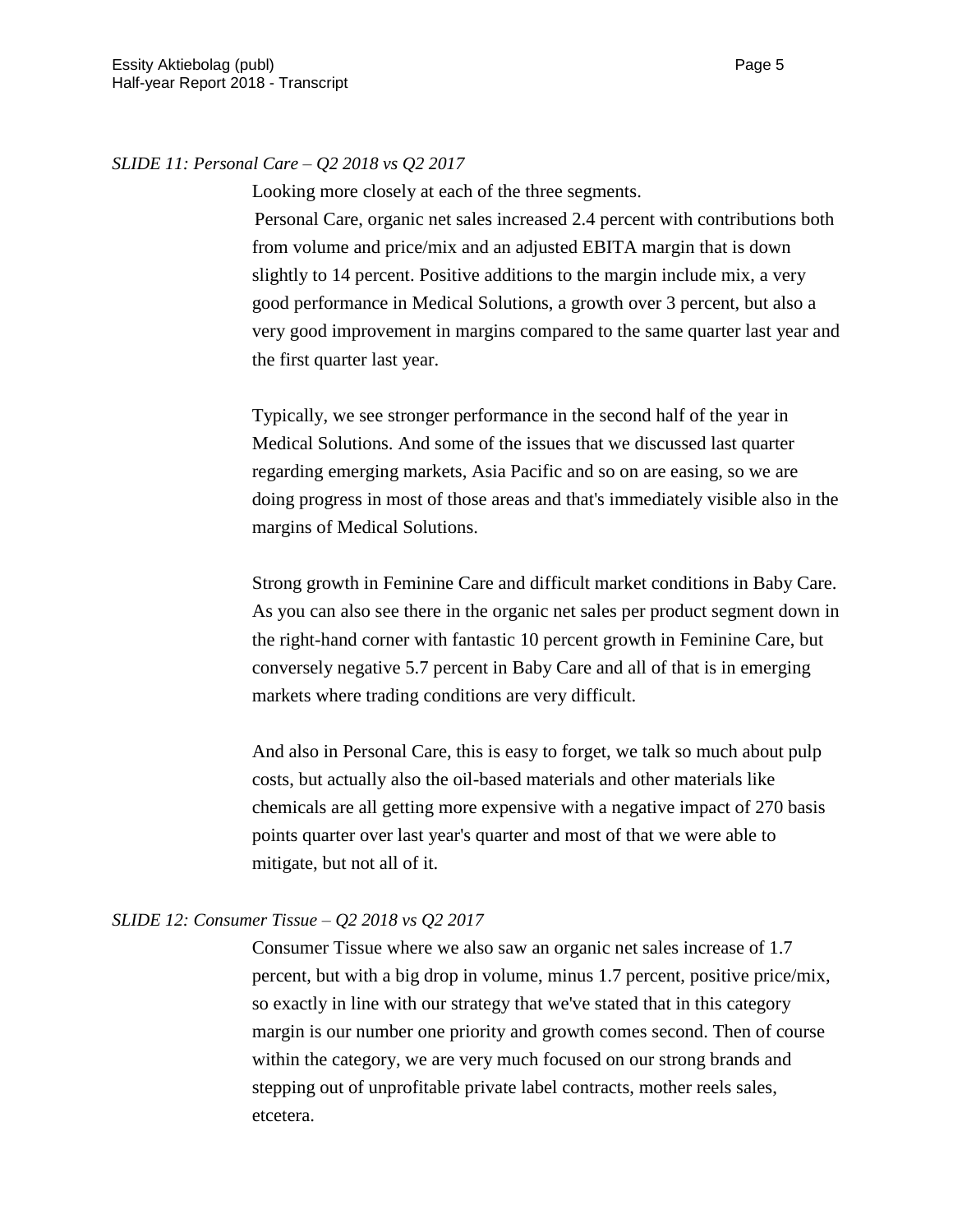*SLIDE 11: Personal Care – Q2 2018 vs Q2 2017*

Looking more closely at each of the three segments.

Personal Care, organic net sales increased 2.4 percent with contributions both from volume and price/mix and an adjusted EBITA margin that is down slightly to 14 percent. Positive additions to the margin include mix, a very good performance in Medical Solutions, a growth over 3 percent, but also a very good improvement in margins compared to the same quarter last year and the first quarter last year.

Typically, we see stronger performance in the second half of the year in Medical Solutions. And some of the issues that we discussed last quarter regarding emerging markets, Asia Pacific and so on are easing, so we are doing progress in most of those areas and that's immediately visible also in the margins of Medical Solutions.

Strong growth in Feminine Care and difficult market conditions in Baby Care. As you can also see there in the organic net sales per product segment down in the right-hand corner with fantastic 10 percent growth in Feminine Care, but conversely negative 5.7 percent in Baby Care and all of that is in emerging markets where trading conditions are very difficult.

And also in Personal Care, this is easy to forget, we talk so much about pulp costs, but actually also the oil-based materials and other materials like chemicals are all getting more expensive with a negative impact of 270 basis points quarter over last year's quarter and most of that we were able to mitigate, but not all of it.

*SLIDE 12: Consumer Tissue – Q2 2018 vs Q2 2017*

Consumer Tissue where we also saw an organic net sales increase of 1.7 percent, but with a big drop in volume, minus 1.7 percent, positive price/mix, so exactly in line with our strategy that we've stated that in this category margin is our number one priority and growth comes second. Then of course within the category, we are very much focused on our strong brands and stepping out of unprofitable private label contracts, mother reels sales, etcetera.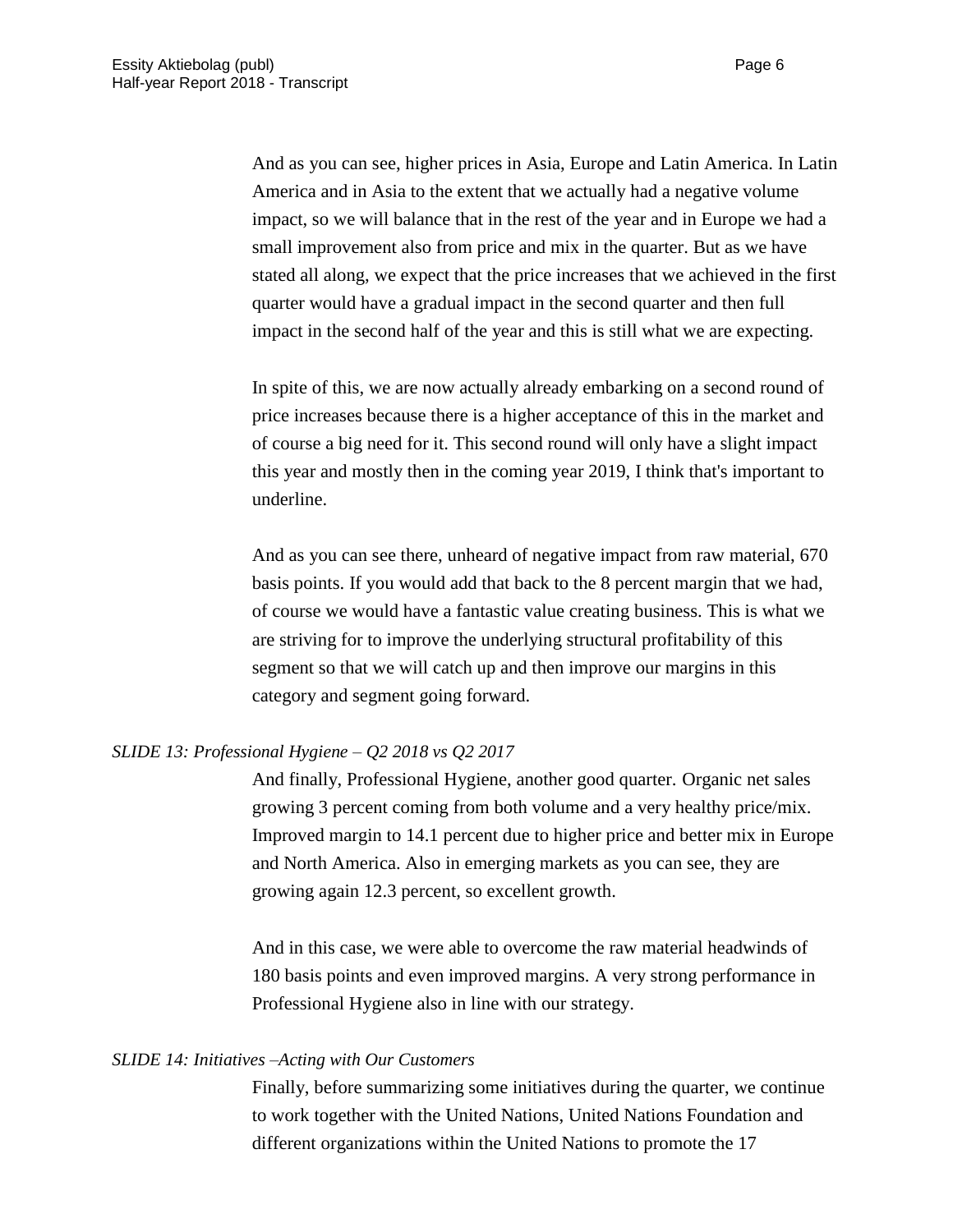And as you can see, higher prices in Asia, Europe and Latin America. In Latin America and in Asia to the extent that we actually had a negative volume impact, so we will balance that in the rest of the year and in Europe we had a small improvement also from price and mix in the quarter. But as we have stated all along, we expect that the price increases that we achieved in the first quarter would have a gradual impact in the second quarter and then full impact in the second half of the year and this is still what we are expecting.

In spite of this, we are now actually already embarking on a second round of price increases because there is a higher acceptance of this in the market and of course a big need for it. This second round will only have a slight impact this year and mostly then in the coming year 2019, I think that's important to underline.

And as you can see there, unheard of negative impact from raw material, 670 basis points. If you would add that back to the 8 percent margin that we had, of course we would have a fantastic value creating business. This is what we are striving for to improve the underlying structural profitability of this segment so that we will catch up and then improve our margins in this category and segment going forward.

*SLIDE 13: Professional Hygiene – Q2 2018 vs Q2 2017*

And finally, Professional Hygiene, another good quarter. Organic net sales growing 3 percent coming from both volume and a very healthy price/mix. Improved margin to 14.1 percent due to higher price and better mix in Europe and North America. Also in emerging markets as you can see, they are growing again 12.3 percent, so excellent growth.

And in this case, we were able to overcome the raw material headwinds of 180 basis points and even improved margins. A very strong performance in Professional Hygiene also in line with our strategy.

*SLIDE 14: Initiatives –Acting with Our Customers*

Finally, before summarizing some initiatives during the quarter, we continue to work together with the United Nations, United Nations Foundation and different organizations within the United Nations to promote the 17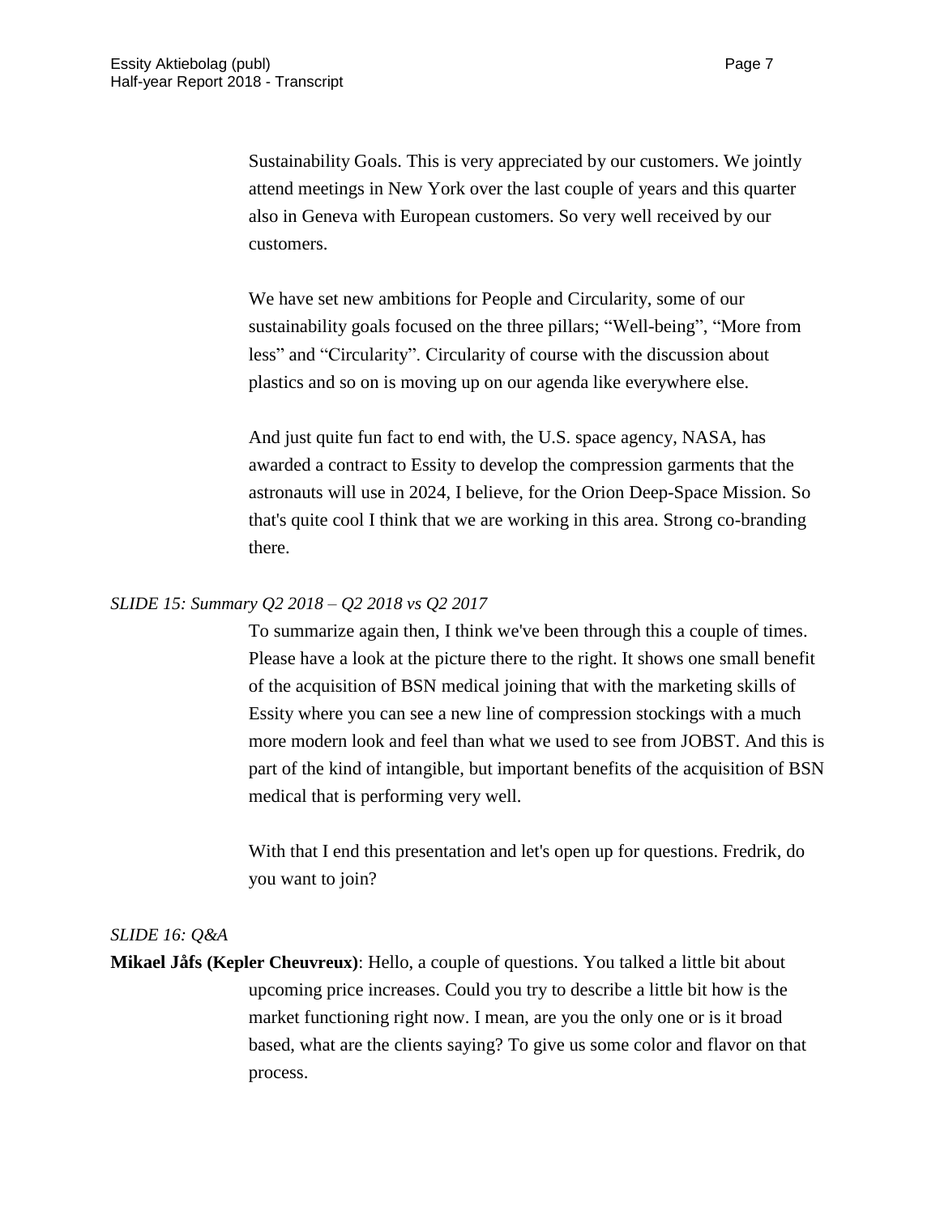Sustainability Goals. This is very appreciated by our customers. We jointly attend meetings in New York over the last couple of years and this quarter also in Geneva with European customers. So very well received by our customers.

We have set new ambitions for People and Circularity, some of our sustainability goals focused on the three pillars; "Well-being", "More from less" and "Circularity". Circularity of course with the discussion about plastics and so on is moving up on our agenda like everywhere else.

And just quite fun fact to end with, the U.S. space agency, NASA, has awarded a contract to Essity to develop the compression garments that the astronauts will use in 2024, I believe, for the Orion Deep-Space Mission. So that's quite cool I think that we are working in this area. Strong co-branding there.

*SLIDE 15: Summary Q2 2018 – Q2 2018 vs Q2 2017*

To summarize again then, I think we've been through this a couple of times. Please have a look at the picture there to the right. It shows one small benefit of the acquisition of BSN medical joining that with the marketing skills of Essity where you can see a new line of compression stockings with a much more modern look and feel than what we used to see from JOBST. And this is part of the kind of intangible, but important benefits of the acquisition of BSN medical that is performing very well.

With that I end this presentation and let's open up for questions. Fredrik, do you want to join?

*SLIDE 16: Q&A*

**Mikael Jåfs (Kepler Cheuvreux)**: Hello, a couple of questions. You talked a little bit about upcoming price increases. Could you try to describe a little bit how is the market functioning right now. I mean, are you the only one or is it broad based, what are the clients saying? To give us some color and flavor on that process.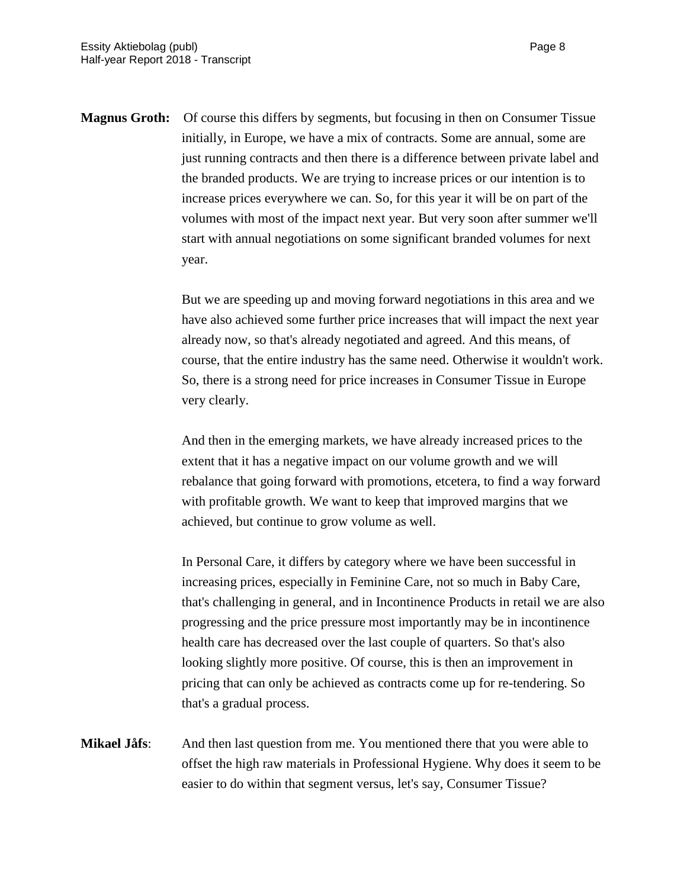**Magnus Groth:** Of course this differs by segments, but focusing in then on Consumer Tissue initially, in Europe, we have a mix of contracts. Some are annual, some are just running contracts and then there is a difference between private label and the branded products. We are trying to increase prices or our intention is to increase prices everywhere we can. So, for this year it will be on part of the volumes with most of the impact next year. But very soon after summer we'll start with annual negotiations on some significant branded volumes for next year.

But we are speeding up and moving forward negotiations in this area and we have also achieved some further price increases that will impact the next year already now, so that's already negotiated and agreed. And this means, of course, that the entire industry has the same need. Otherwise it wouldn't work. So, there is a strong need for price increases in Consumer Tissue in Europe very clearly.

And then in the emerging markets, we have already increased prices to the extent that it has a negative impact on our volume growth and we will rebalance that going forward with promotions, etcetera, to find a way forward with profitable growth. We want to keep that improved margins that we achieved, but continue to grow volume as well.

In Personal Care, it differs by category where we have been successful in increasing prices, especially in Feminine Care, not so much in Baby Care, that's challenging in general, and in Incontinence Products in retail we are also progressing and the price pressure most importantly may be in incontinence health care has decreased over the last couple of quarters. So that's also looking slightly more positive. Of course, this is then an improvement in pricing that can only be achieved as contracts come up for re-tendering. So that's a gradual process.

**Mikael Jåfs**: And then last question from me. You mentioned there that you were able to offset the high raw materials in Professional Hygiene. Why does it seem to be easier to do within that segment versus, let's say, Consumer Tissue?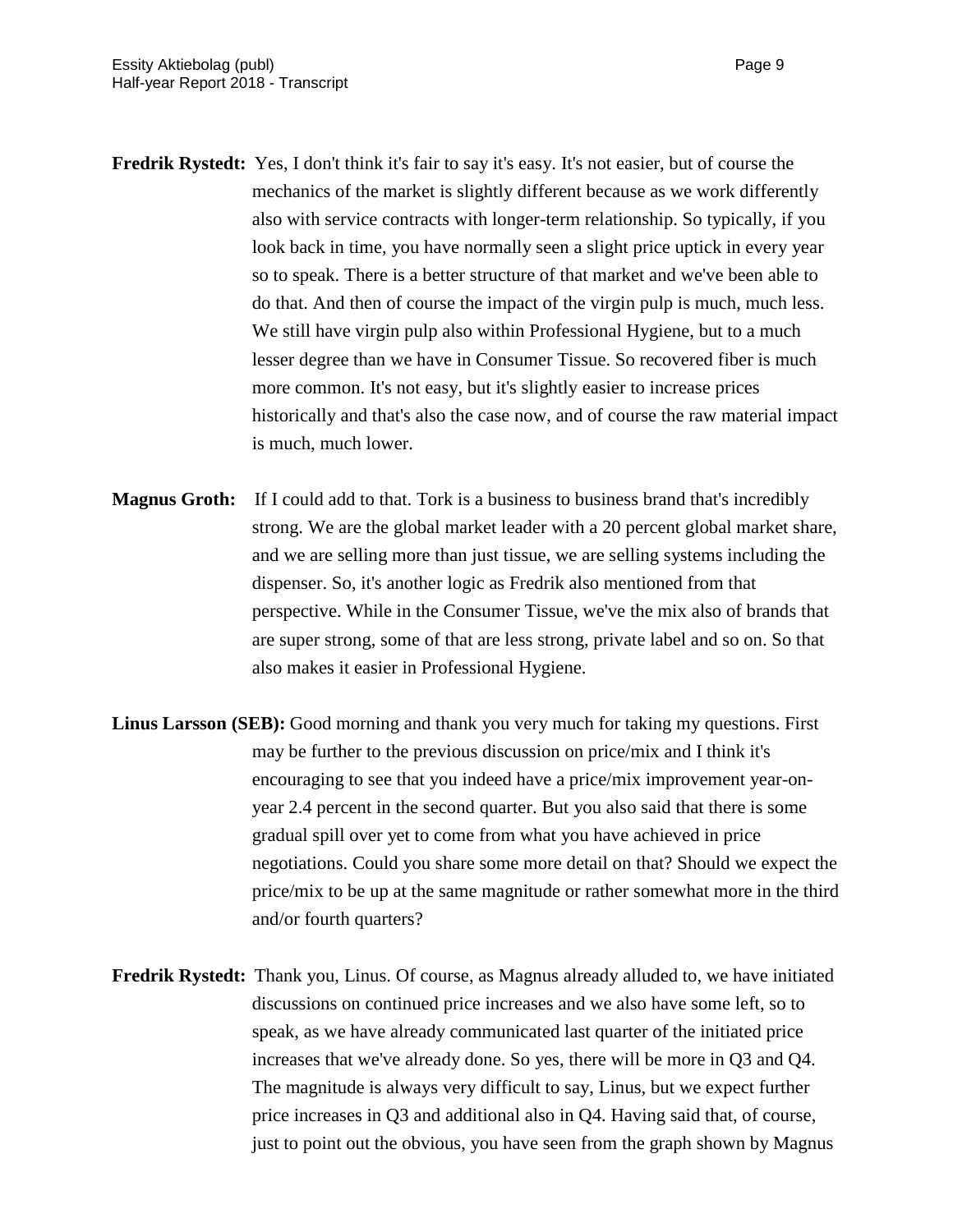**Fredrik Rystedt:** Yes, I don't think it's fair to say it's easy. It's not easier, but of course the mechanics of the market is slightly different because as we work differently also with service contracts with longer-term relationship. So typically, if you look back in time, you have normally seen a slight price uptick in every year so to speak. There is a better structure of that market and we've been able to do that. And then of course the impact of the virgin pulp is much, much less. We still have virgin pulp also within Professional Hygiene, but to a much lesser degree than we have in Consumer Tissue. So recovered fiber is much more common. It's not easy, but it's slightly easier to increase prices historically and that's also the case now, and of course the raw material impact is much, much lower.

**Magnus Groth:** If I could add to that. Tork is a business to business brand that's incredibly strong. We are the global market leader with a 20 percent global market share, and we are selling more than just tissue, we are selling systems including the dispenser. So, it's another logic as Fredrik also mentioned from that perspective. While in the Consumer Tissue, we've the mix also of brands that are super strong, some of that are less strong, private label and so on. So that also makes it easier in Professional Hygiene.

**Linus Larsson (SEB):** Good morning and thank you very much for taking my questions. First may be further to the previous discussion on price/mix and I think it's encouraging to see that you indeed have a price/mix improvement year-on-year 2.4 percent in the second quarter. But you also said that there is some gradual spill over yet to come from what you have achieved in price negotiations. Could you share some more detail on that? Should we expect the price/mix to be up at the same magnitude or rather somewhat more in the third and/or fourth quarters?

**Fredrik Rystedt:** Thank you, Linus. Of course, as Magnus already alluded to, we have initiated discussions on continued price increases and we also have some left, so to speak, as we have already communicated last quarter of the initiated price increases that we've already done. So yes, there will be more in Q3 and Q4. The magnitude is always very difficult to say, Linus, but we expect further price increases in Q3 and additional also in Q4. Having said that, of course, just to point out the obvious, you have seen from the graph shown by Magnus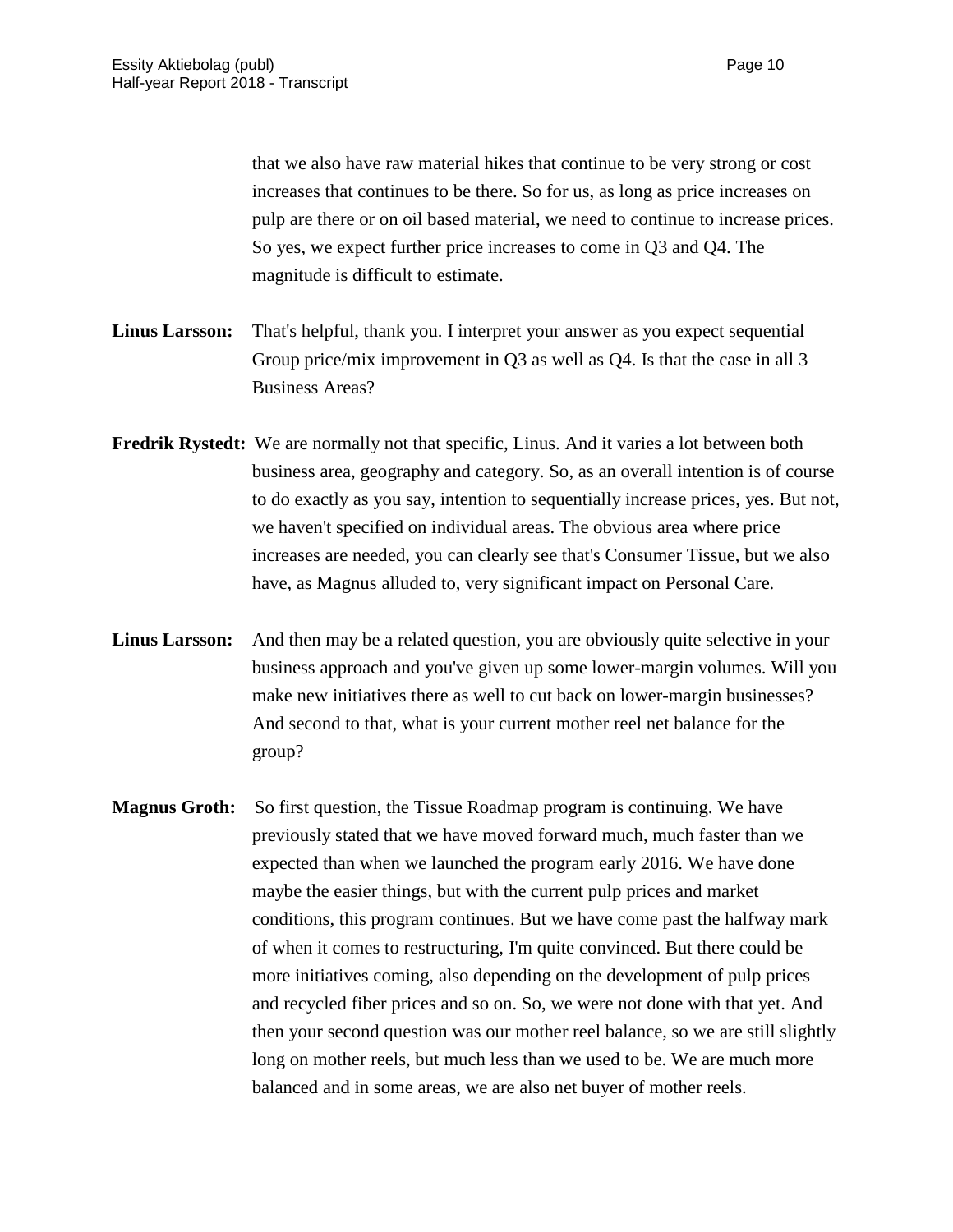that we also have raw material hikes that continue to be very strong or cost increases that continues to be there. So for us, as long as price increases on pulp are there or on oil based material, we need to continue to increase prices. So yes, we expect further price increases to come in Q3 and Q4. The magnitude is difficult to estimate.

**Linus Larsson:** That's helpful, thank you. I interpret your answer as you expect sequential Group price/mix improvement in Q3 as well as Q4. Is that the case in all 3 Business Areas?

**Fredrik Rystedt:** We are normally not that specific, Linus. And it varies a lot between both business area, geography and category. So, as an overall intention is of course to do exactly as you say, intention to sequentially increase prices, yes. But not, we haven't specified on individual areas. The obvious area where price increases are needed, you can clearly see that's Consumer Tissue, but we also have, as Magnus alluded to, very significant impact on Personal Care.

**Linus Larsson:** And then may be a related question, you are obviously quite selective in your business approach and you've given up some lower-margin volumes. Will you make new initiatives there as well to cut back on lower-margin businesses? And second to that, what is your current mother reel net balance for the group?

**Magnus Groth:** So first question, the Tissue Roadmap program is continuing. We have previously stated that we have moved forward much, much faster than we expected than when we launched the program early 2016. We have done maybe the easier things, but with the current pulp prices and market conditions, this program continues. But we have come past the halfway mark of when it comes to restructuring, I'm quite convinced. But there could be more initiatives coming, also depending on the development of pulp prices and recycled fiber prices and so on. So, we were not done with that yet. And then your second question was our mother reel balance, so we are still slightly long on mother reels, but much less than we used to be. We are much more balanced and in some areas, we are also net buyer of mother reels.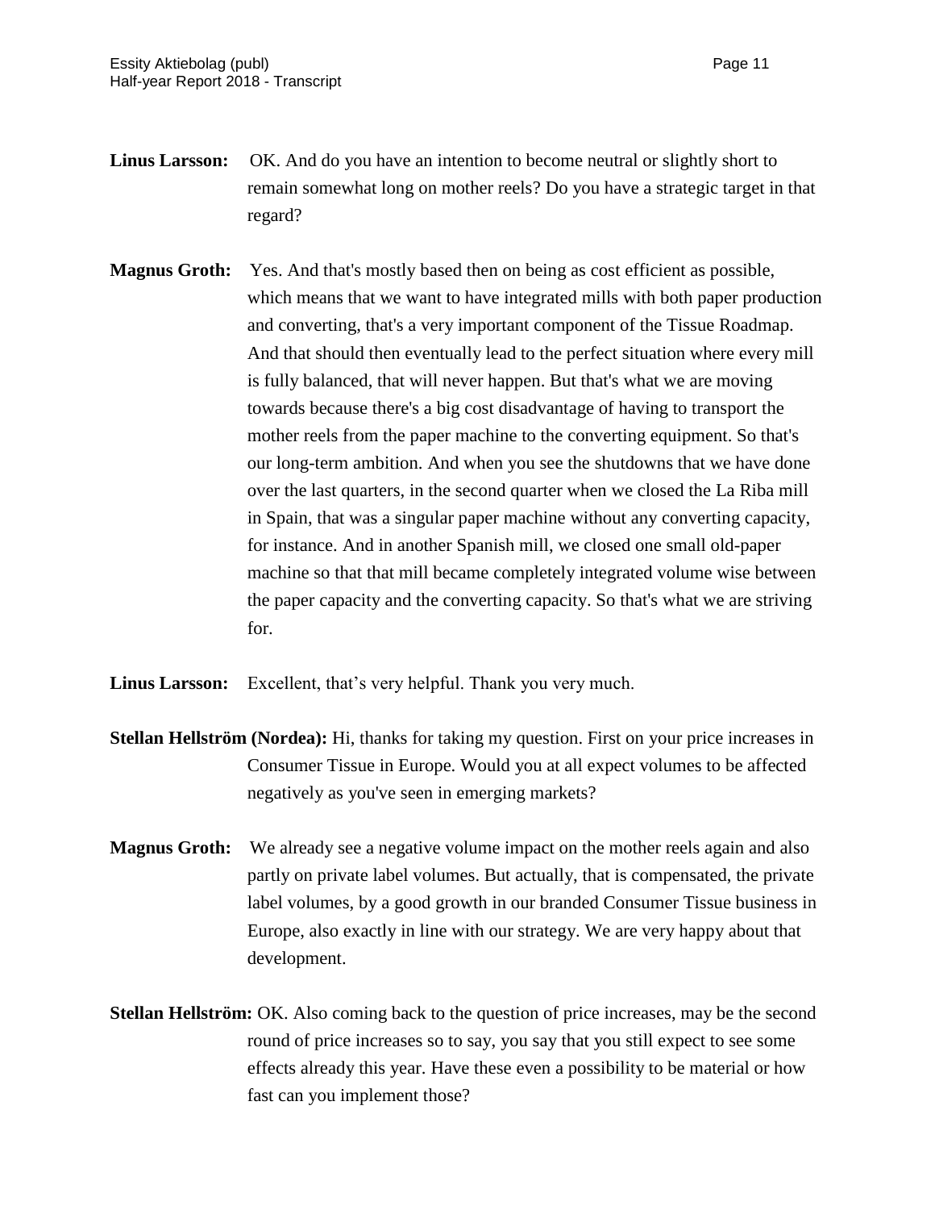**Linus Larsson:** OK. And do you have an intention to become neutral or slightly short to remain somewhat long on mother reels? Do you have a strategic target in that regard?

**Magnus Groth:** Yes. And that's mostly based then on being as cost efficient as possible, which means that we want to have integrated mills with both paper production and converting, that's a very important component of the Tissue Roadmap. And that should then eventually lead to the perfect situation where every mill is fully balanced, that will never happen. But that's what we are moving towards because there's a big cost disadvantage of having to transport the mother reels from the paper machine to the converting equipment. So that's our long-term ambition. And when you see the shutdowns that we have done over the last quarters, in the second quarter when we closed the La Riba mill in Spain, that was a singular paper machine without any converting capacity, for instance. And in another Spanish mill, we closed one small old-paper machine so that that mill became completely integrated volume wise between the paper capacity and the converting capacity. So that's what we are striving for.

**Linus Larsson:** Excellent, that's very helpful. Thank you very much.

**Stellan Hellström (Nordea):** Hi, thanks for taking my question. First on your price increases in Consumer Tissue in Europe. Would you at all expect volumes to be affected negatively as you've seen in emerging markets?

**Magnus Groth:** We already see a negative volume impact on the mother reels again and also partly on private label volumes. But actually, that is compensated, the private label volumes, by a good growth in our branded Consumer Tissue business in Europe, also exactly in line with our strategy. We are very happy about that development.

**Stellan Hellström:** OK. Also coming back to the question of price increases, may be the second round of price increases so to say, you say that you still expect to see some effects already this year. Have these even a possibility to be material or how fast can you implement those?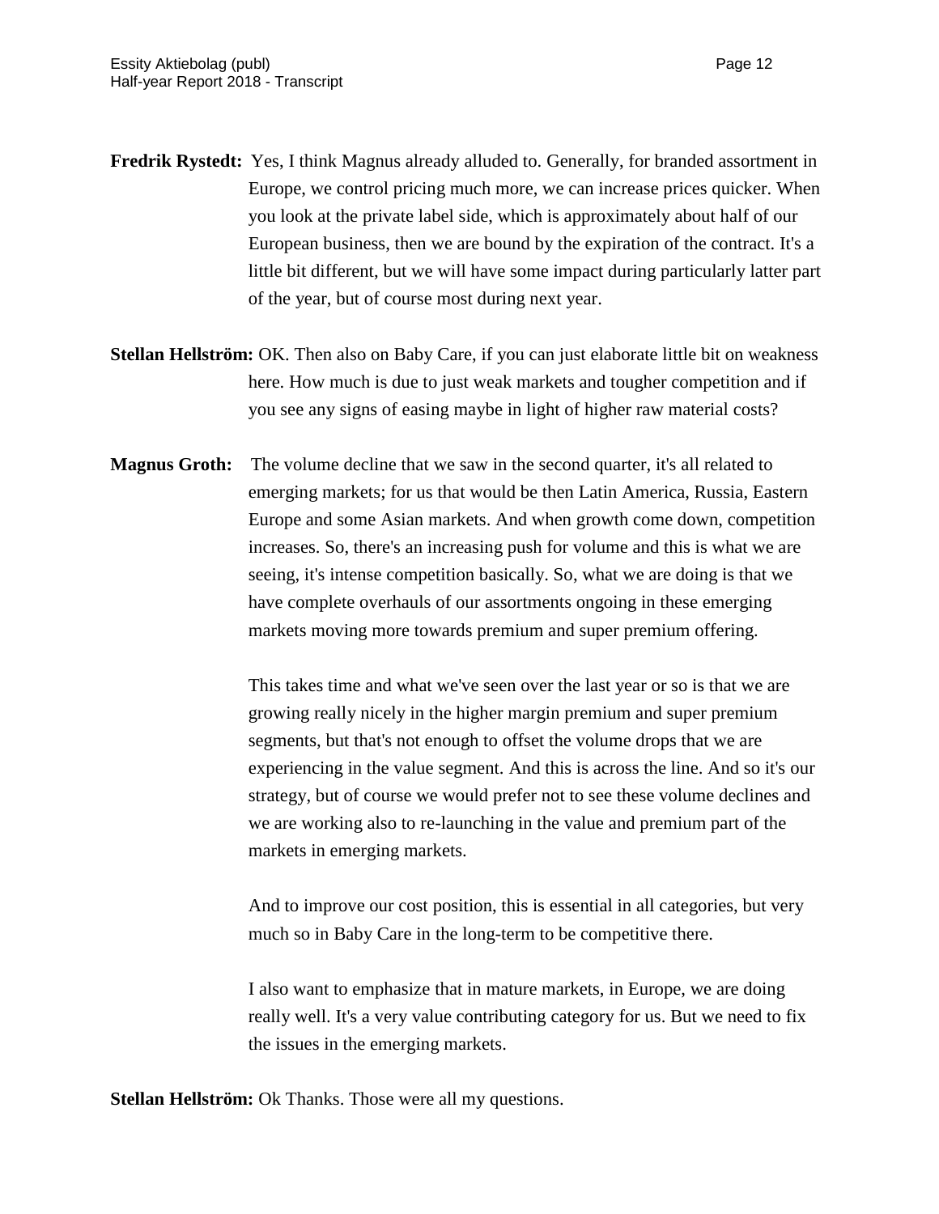**Fredrik Rystedt:** Yes, I think Magnus already alluded to. Generally, for branded assortment in Europe, we control pricing much more, we can increase prices quicker. When you look at the private label side, which is approximately about half of our European business, then we are bound by the expiration of the contract. It's a little bit different, but we will have some impact during particularly latter part of the year, but of course most during next year.

**Stellan Hellström:** OK. Then also on Baby Care, if you can just elaborate little bit on weakness here. How much is due to just weak markets and tougher competition and if you see any signs of easing maybe in light of higher raw material costs?

**Magnus Groth:** The volume decline that we saw in the second quarter, it's all related to emerging markets; for us that would be then Latin America, Russia, Eastern Europe and some Asian markets. And when growth come down, competition increases. So, there's an increasing push for volume and this is what we are seeing, it's intense competition basically. So, what we are doing is that we have complete overhauls of our assortments ongoing in these emerging markets moving more towards premium and super premium offering.

This takes time and what we've seen over the last year or so is that we are growing really nicely in the higher margin premium and super premium segments, but that's not enough to offset the volume drops that we are experiencing in the value segment. And this is across the line. And so it's our strategy, but of course we would prefer not to see these volume declines and we are working also to re-launching in the value and premium part of the markets in emerging markets.

And to improve our cost position, this is essential in all categories, but very much so in Baby Care in the long-term to be competitive there.

I also want to emphasize that in mature markets, in Europe, we are doing really well. It's a very value contributing category for us. But we need to fix the issues in the emerging markets.

**Stellan Hellström:** Ok Thanks. Those were all my questions.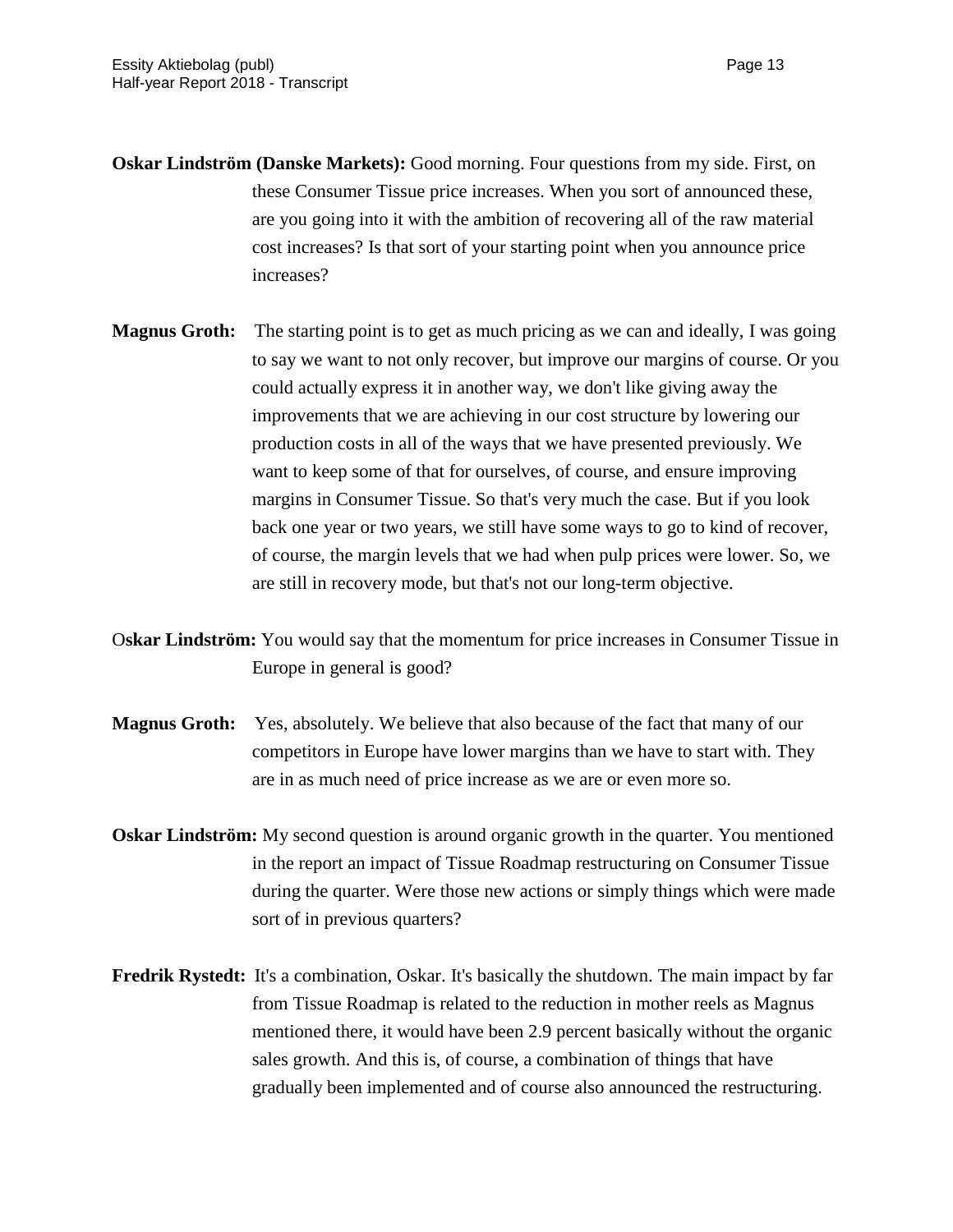**Oskar Lindström (Danske Markets):** Good morning. Four questions from my side. First, on these Consumer Tissue price increases. When you sort of announced these, are you going into it with the ambition of recovering all of the raw material cost increases? Is that sort of your starting point when you announce price increases?

**Magnus Groth:** The starting point is to get as much pricing as we can and ideally, I was going to say we want to not only recover, but improve our margins of course. Or you could actually express it in another way, we don't like giving away the improvements that we are achieving in our cost structure by lowering our production costs in all of the ways that we have presented previously. We want to keep some of that for ourselves, of course, and ensure improving margins in Consumer Tissue. So that's very much the case. But if you look back one year or two years, we still have some ways to go to kind of recover, of course, the margin levels that we had when pulp prices were lower. So, we are still in recovery mode, but that's not our long-term objective.

**Oskar Lindström:** You would say that the momentum for price increases in Consumer Tissue in Europe in general is good?

**Magnus Groth:** Yes, absolutely. We believe that also because of the fact that many of our competitors in Europe have lower margins than we have to start with. They are in as much need of price increase as we are or even more so.

**Oskar Lindström:** My second question is around organic growth in the quarter. You mentioned in the report an impact of Tissue Roadmap restructuring on Consumer Tissue during the quarter. Were those new actions or simply things which were made sort of in previous quarters?

**Fredrik Rystedt:** It's a combination, Oskar. It's basically the shutdown. The main impact by far from Tissue Roadmap is related to the reduction in mother reels as Magnus mentioned there, it would have been 2.9 percent basically without the organic sales growth. And this is, of course, a combination of things that have gradually been implemented and of course also announced the restructuring.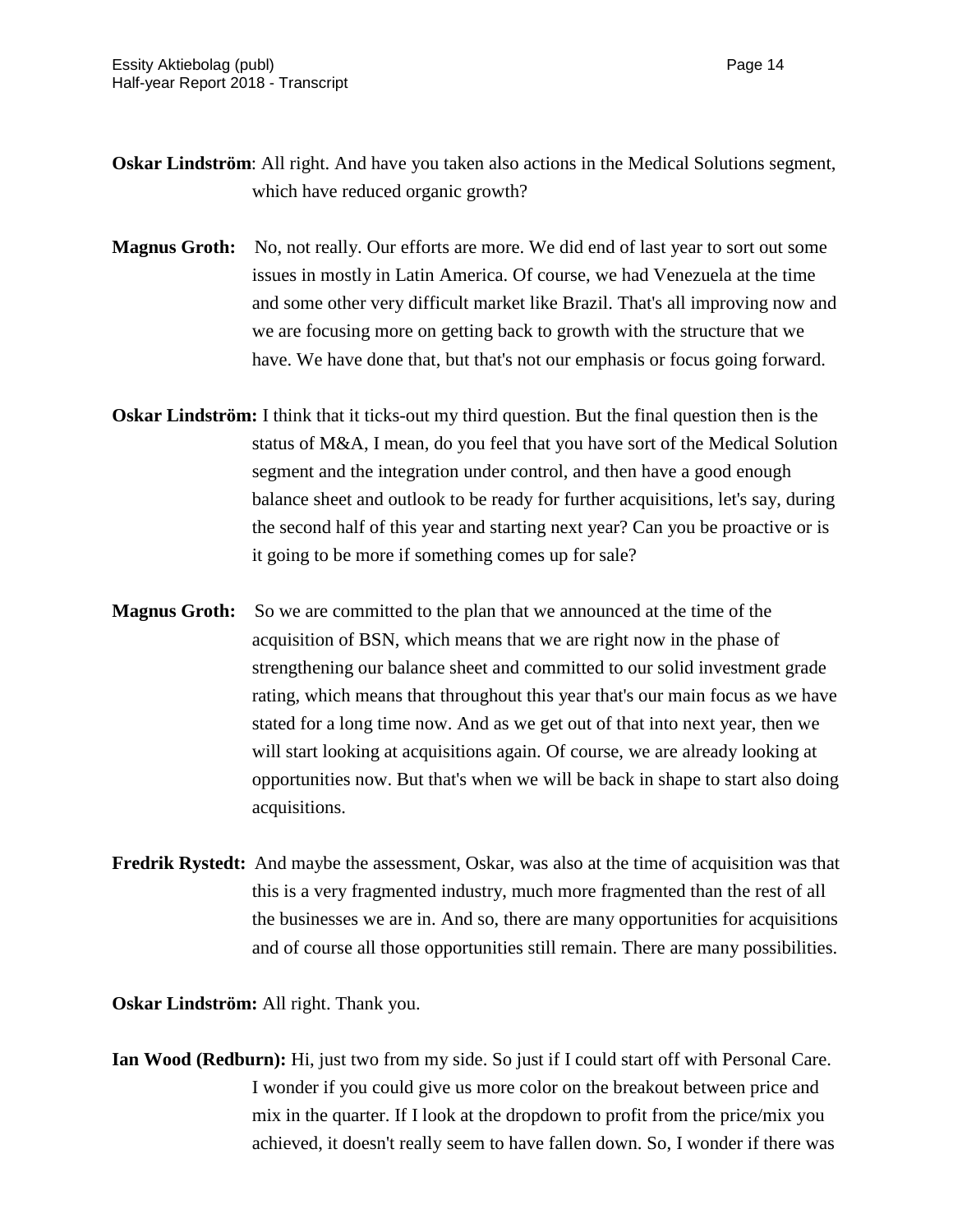**Oskar Lindström**: All right. And have you taken also actions in the Medical Solutions segment, which have reduced organic growth?

**Magnus Groth:** No, not really. Our efforts are more. We did end of last year to sort out some issues in mostly in Latin America. Of course, we had Venezuela at the time and some other very difficult market like Brazil. That's all improving now and we are focusing more on getting back to growth with the structure that we have. We have done that, but that's not our emphasis or focus going forward.

**Oskar Lindström:** I think that it ticks-out my third question. But the final question then is the status of M&A, I mean, do you feel that you have sort of the Medical Solution segment and the integration under control, and then have a good enough balance sheet and outlook to be ready for further acquisitions, let's say, during the second half of this year and starting next year? Can you be proactive or is it going to be more if something comes up for sale?

**Magnus Groth:** So we are committed to the plan that we announced at the time of the acquisition of BSN, which means that we are right now in the phase of strengthening our balance sheet and committed to our solid investment grade rating, which means that throughout this year that's our main focus as we have stated for a long time now. And as we get out of that into next year, then we will start looking at acquisitions again. Of course, we are already looking at opportunities now. But that's when we will be back in shape to start also doing acquisitions.

**Fredrik Rystedt:** And maybe the assessment, Oskar, was also at the time of acquisition was that this is a very fragmented industry, much more fragmented than the rest of all the businesses we are in. And so, there are many opportunities for acquisitions and of course all those opportunities still remain. There are many possibilities.

**Oskar Lindström:** All right. Thank you.

**Ian Wood (Redburn):** Hi, just two from my side. So just if I could start off with Personal Care. I wonder if you could give us more color on the breakout between price and mix in the quarter. If I look at the dropdown to profit from the price/mix you achieved, it doesn't really seem to have fallen down. So, I wonder if there was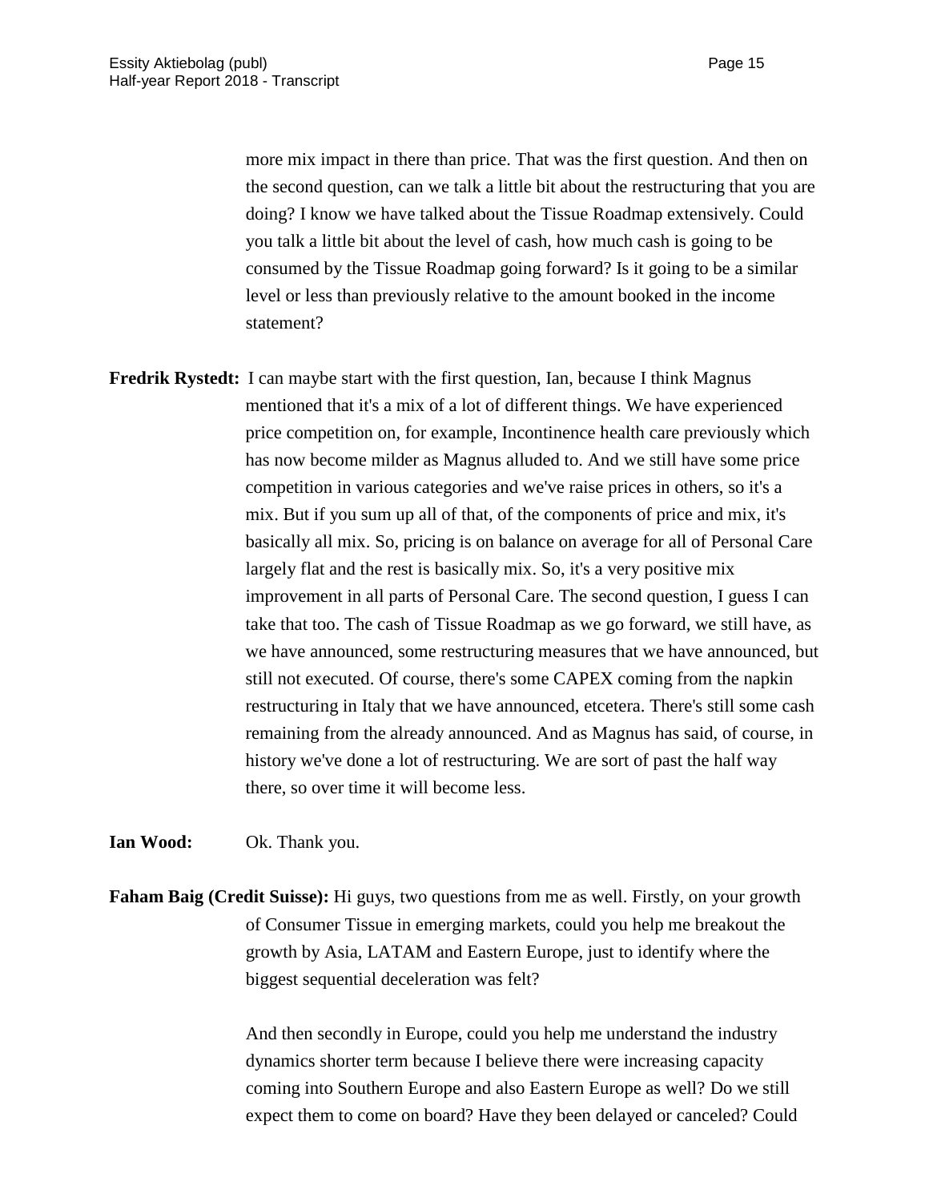more mix impact in there than price. That was the first question. And then on the second question, can we talk a little bit about the restructuring that you are doing? I know we have talked about the Tissue Roadmap extensively. Could you talk a little bit about the level of cash, how much cash is going to be consumed by the Tissue Roadmap going forward? Is it going to be a similar level or less than previously relative to the amount booked in the income statement?

**Fredrik Rystedt:** I can maybe start with the first question, Ian, because I think Magnus mentioned that it's a mix of a lot of different things. We have experienced price competition on, for example, Incontinence health care previously which has now become milder as Magnus alluded to. And we still have some price competition in various categories and we've raise prices in others, so it's a mix. But if you sum up all of that, of the components of price and mix, it's basically all mix. So, pricing is on balance on average for all of Personal Care largely flat and the rest is basically mix. So, it's a very positive mix improvement in all parts of Personal Care. The second question, I guess I can take that too. The cash of Tissue Roadmap as we go forward, we still have, as we have announced, some restructuring measures that we have announced, but still not executed. Of course, there's some CAPEX coming from the napkin restructuring in Italy that we have announced, etcetera. There's still some cash remaining from the already announced. And as Magnus has said, of course, in history we've done a lot of restructuring. We are sort of past the half way there, so over time it will become less.

**Ian Wood:** Ok. Thank you.

**Faham Baig (Credit Suisse):** Hi guys, two questions from me as well. Firstly, on your growth of Consumer Tissue in emerging markets, could you help me breakout the growth by Asia, LATAM and Eastern Europe, just to identify where the biggest sequential deceleration was felt?

And then secondly in Europe, could you help me understand the industry dynamics shorter term because I believe there were increasing capacity coming into Southern Europe and also Eastern Europe as well? Do we still expect them to come on board? Have they been delayed or canceled? Could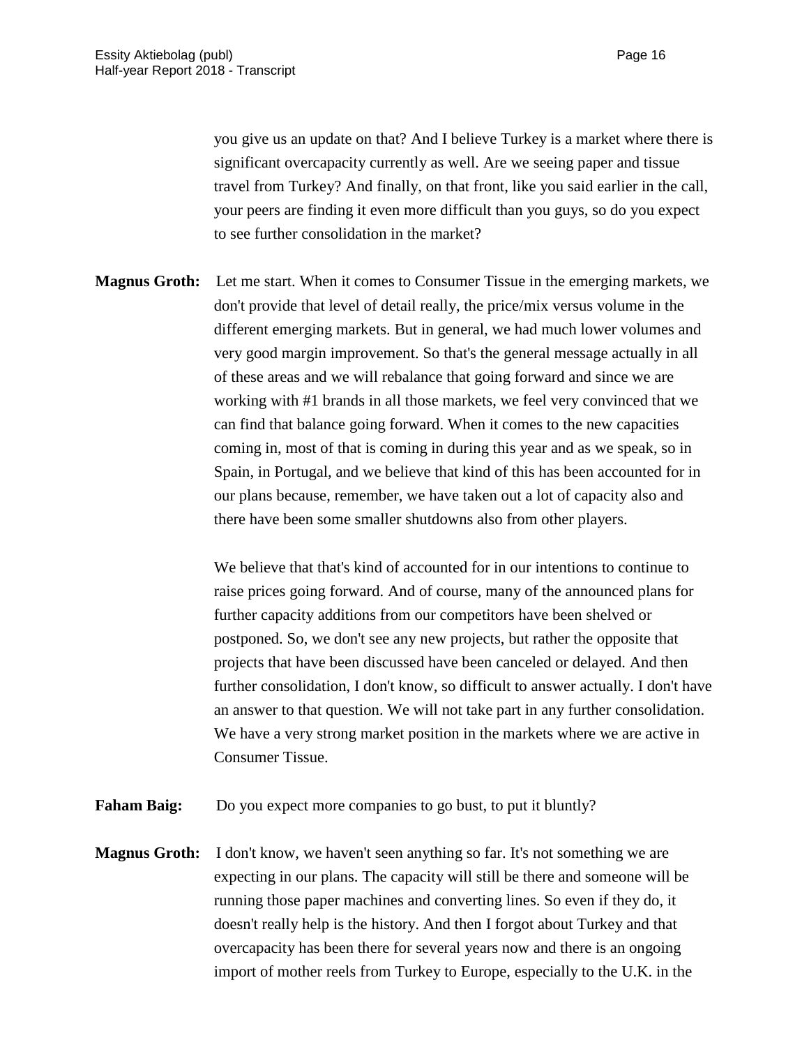you give us an update on that? And I believe Turkey is a market where there is significant overcapacity currently as well. Are we seeing paper and tissue travel from Turkey? And finally, on that front, like you said earlier in the call, your peers are finding it even more difficult than you guys, so do you expect to see further consolidation in the market?

**Magnus Groth:** Let me start. When it comes to Consumer Tissue in the emerging markets, we don't provide that level of detail really, the price/mix versus volume in the different emerging markets. But in general, we had much lower volumes and very good margin improvement. So that's the general message actually in all of these areas and we will rebalance that going forward and since we are working with #1 brands in all those markets, we feel very convinced that we can find that balance going forward. When it comes to the new capacities coming in, most of that is coming in during this year and as we speak, so in Spain, in Portugal, and we believe that kind of this has been accounted for in our plans because, remember, we have taken out a lot of capacity also and there have been some smaller shutdowns also from other players.

We believe that that's kind of accounted for in our intentions to continue to raise prices going forward. And of course, many of the announced plans for further capacity additions from our competitors have been shelved or postponed. So, we don't see any new projects, but rather the opposite that projects that have been discussed have been canceled or delayed. And then further consolidation, I don't know, so difficult to answer actually. I don't have an answer to that question. We will not take part in any further consolidation. We have a very strong market position in the markets where we are active in Consumer Tissue.

**Faham Baig:** Do you expect more companies to go bust, to put it bluntly?

**Magnus Groth:** I don't know, we haven't seen anything so far. It's not something we are expecting in our plans. The capacity will still be there and someone will be running those paper machines and converting lines. So even if they do, it doesn't really help is the history. And then I forgot about Turkey and that overcapacity has been there for several years now and there is an ongoing import of mother reels from Turkey to Europe, especially to the U.K. in the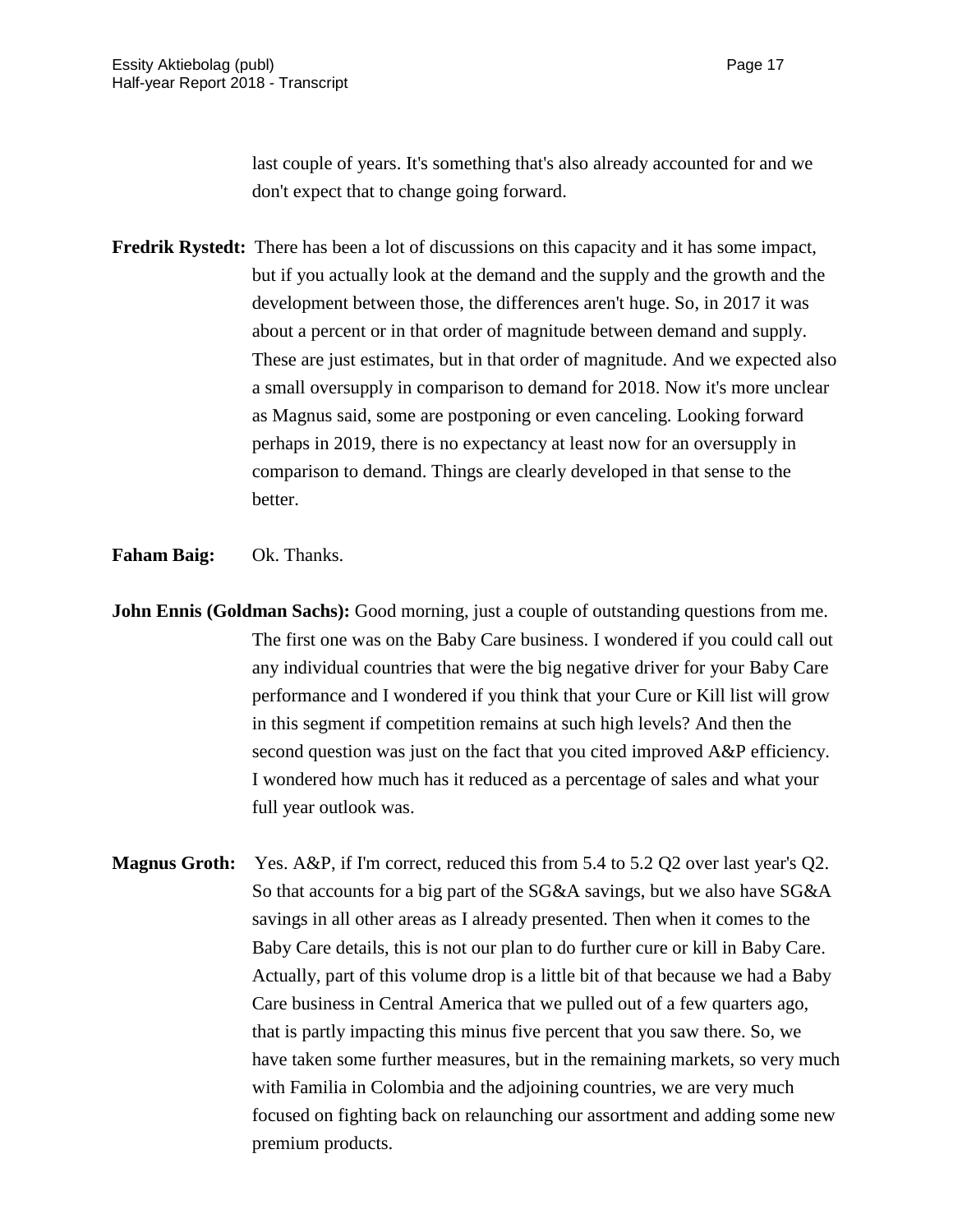last couple of years. It's something that's also already accounted for and we don't expect that to change going forward.

**Fredrik Rystedt:** There has been a lot of discussions on this capacity and it has some impact, but if you actually look at the demand and the supply and the growth and the development between those, the differences aren't huge. So, in 2017 it was about a percent or in that order of magnitude between demand and supply. These are just estimates, but in that order of magnitude. And we expected also a small oversupply in comparison to demand for 2018. Now it's more unclear as Magnus said, some are postponing or even canceling. Looking forward perhaps in 2019, there is no expectancy at least now for an oversupply in comparison to demand. Things are clearly developed in that sense to the better.

**Faham Baig:** Ok. Thanks.

**John Ennis (Goldman Sachs):** Good morning, just a couple of outstanding questions from me. The first one was on the Baby Care business. I wondered if you could call out any individual countries that were the big negative driver for your Baby Care performance and I wondered if you think that your Cure or Kill list will grow in this segment if competition remains at such high levels? And then the second question was just on the fact that you cited improved A&P efficiency. I wondered how much has it reduced as a percentage of sales and what your full year outlook was.

**Magnus Groth:** Yes. A&P, if I'm correct, reduced this from 5.4 to 5.2 Q2 over last year's Q2. So that accounts for a big part of the SG&A savings, but we also have SG&A savings in all other areas as I already presented. Then when it comes to the Baby Care details, this is not our plan to do further cure or kill in Baby Care. Actually, part of this volume drop is a little bit of that because we had a Baby Care business in Central America that we pulled out of a few quarters ago, that is partly impacting this minus five percent that you saw there. So, we have taken some further measures, but in the remaining markets, so very much with Familia in Colombia and the adjoining countries, we are very much focused on fighting back on relaunching our assortment and adding some new premium products.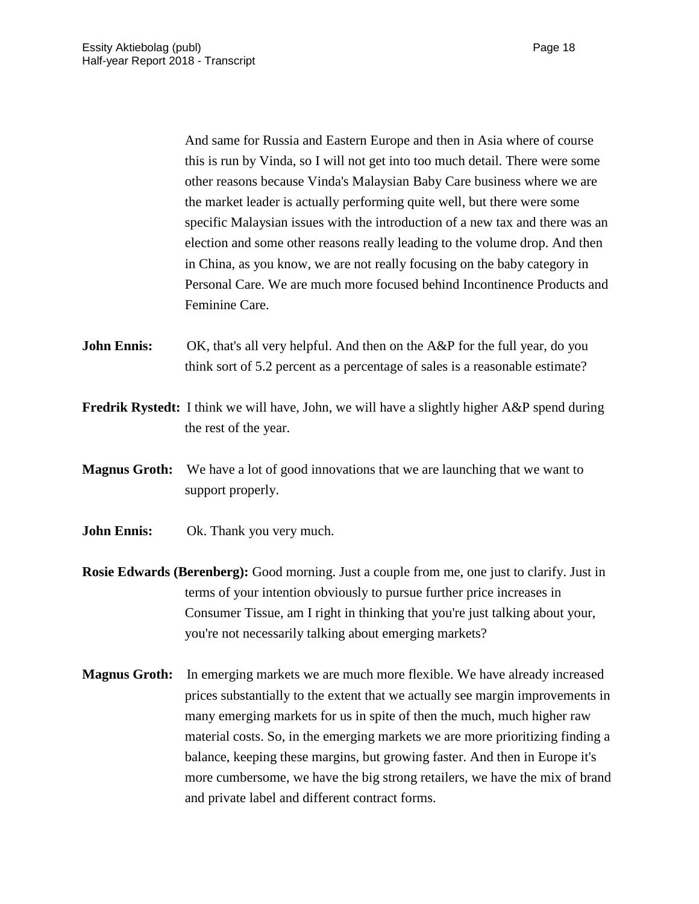And same for Russia and Eastern Europe and then in Asia where of course this is run by Vinda, so I will not get into too much detail. There were some other reasons because Vinda's Malaysian Baby Care business where we are the market leader is actually performing quite well, but there were some specific Malaysian issues with the introduction of a new tax and there was an election and some other reasons really leading to the volume drop. And then in China, as you know, we are not really focusing on the baby category in Personal Care. We are much more focused behind Incontinence Products and Feminine Care.

**John Ennis:** OK, that's all very helpful. And then on the A&P for the full year, do you think sort of 5.2 percent as a percentage of sales is a reasonable estimate?

**Fredrik Rystedt:** I think we will have, John, we will have a slightly higher A&P spend during the rest of the year.

**Magnus Groth:** We have a lot of good innovations that we are launching that we want to support properly.

**John Ennis:** Ok. Thank you very much.

**Rosie Edwards (Berenberg):** Good morning. Just a couple from me, one just to clarify. Just in terms of your intention obviously to pursue further price increases in Consumer Tissue, am I right in thinking that you're just talking about your, you're not necessarily talking about emerging markets?

**Magnus Groth:** In emerging markets we are much more flexible. We have already increased prices substantially to the extent that we actually see margin improvements in many emerging markets for us in spite of then the much, much higher raw material costs. So, in the emerging markets we are more prioritizing finding a balance, keeping these margins, but growing faster. And then in Europe it's more cumbersome, we have the big strong retailers, we have the mix of brand and private label and different contract forms.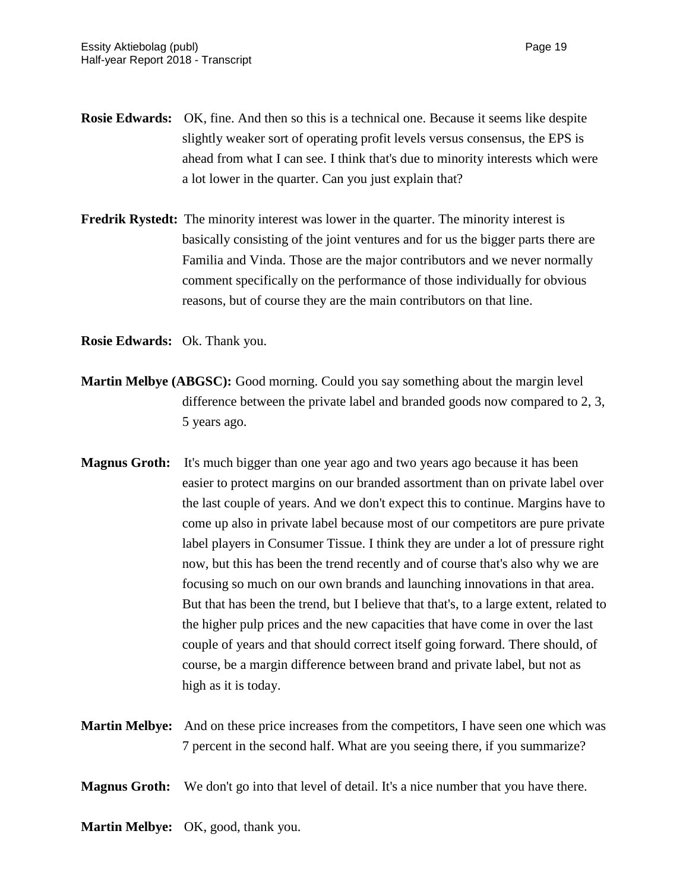**Rosie Edwards:** OK, fine. And then so this is a technical one. Because it seems like despite slightly weaker sort of operating profit levels versus consensus, the EPS is ahead from what I can see. I think that's due to minority interests which were a lot lower in the quarter. Can you just explain that?

**Fredrik Rystedt:** The minority interest was lower in the quarter. The minority interest is basically consisting of the joint ventures and for us the bigger parts there are Familia and Vinda. Those are the major contributors and we never normally comment specifically on the performance of those individually for obvious reasons, but of course they are the main contributors on that line.

**Rosie Edwards:** Ok. Thank you.

**Martin Melbye (ABGSC):** Good morning. Could you say something about the margin level difference between the private label and branded goods now compared to 2, 3, 5 years ago.

**Magnus Groth:** It's much bigger than one year ago and two years ago because it has been easier to protect margins on our branded assortment than on private label over the last couple of years. And we don't expect this to continue. Margins have to come up also in private label because most of our competitors are pure private label players in Consumer Tissue. I think they are under a lot of pressure right now, but this has been the trend recently and of course that's also why we are focusing so much on our own brands and launching innovations in that area. But that has been the trend, but I believe that that's, to a large extent, related to the higher pulp prices and the new capacities that have come in over the last couple of years and that should correct itself going forward. There should, of course, be a margin difference between brand and private label, but not as high as it is today.

**Martin Melbye:** And on these price increases from the competitors, I have seen one which was 7 percent in the second half. What are you seeing there, if you summarize?

**Magnus Groth:** We don't go into that level of detail. It's a nice number that you have there.

**Martin Melbye:** OK, good, thank you.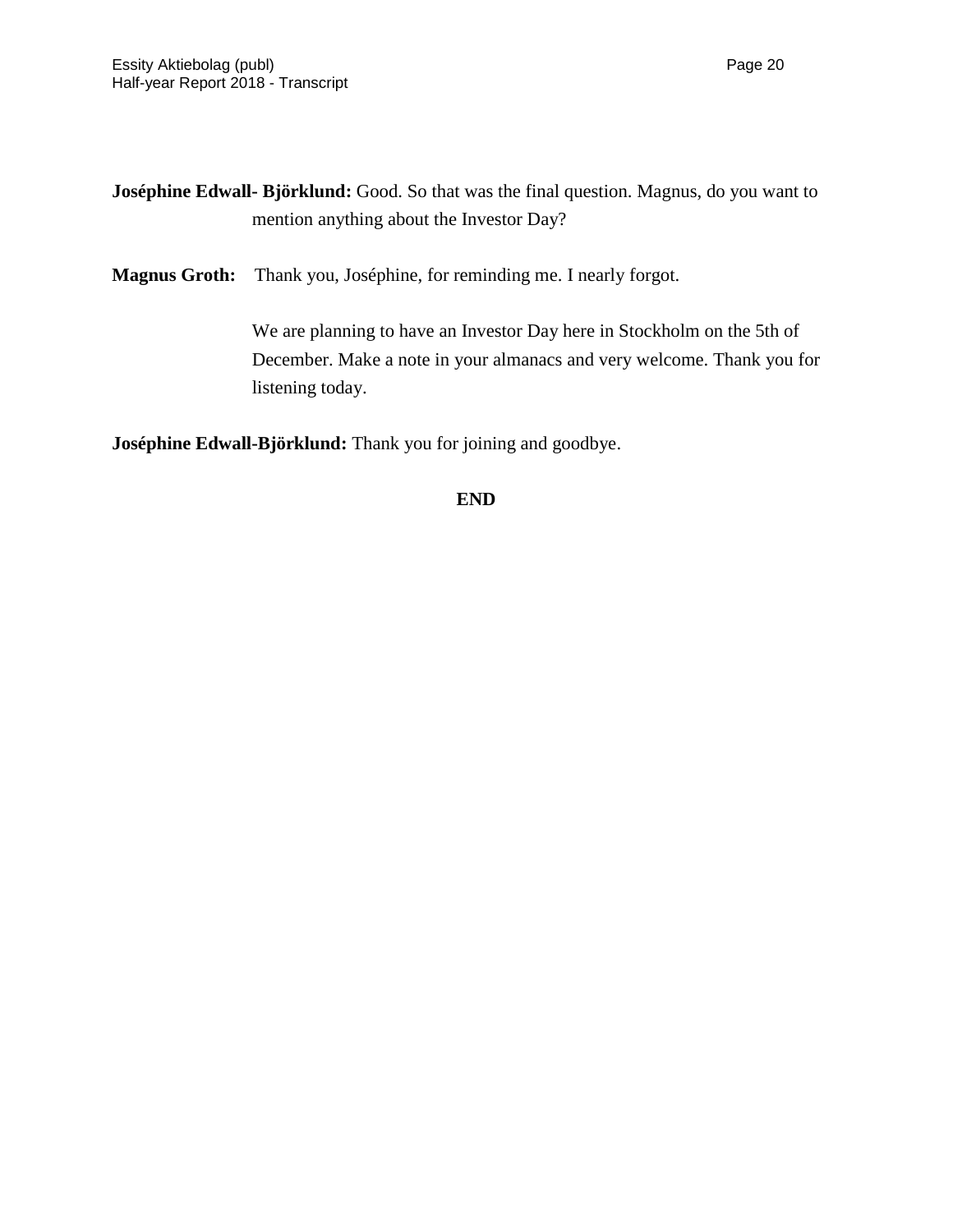**Joséphine Edwall- Björklund:** Good. So that was the final question. Magnus, do you want to mention anything about the Investor Day?

**Magnus Groth:** Thank you, Joséphine, for reminding me. I nearly forgot.

We are planning to have an Investor Day here in Stockholm on the 5th of December. Make a note in your almanacs and very welcome. Thank you for listening today.

**Joséphine Edwall-Björklund:** Thank you for joining and goodbye.

**END**